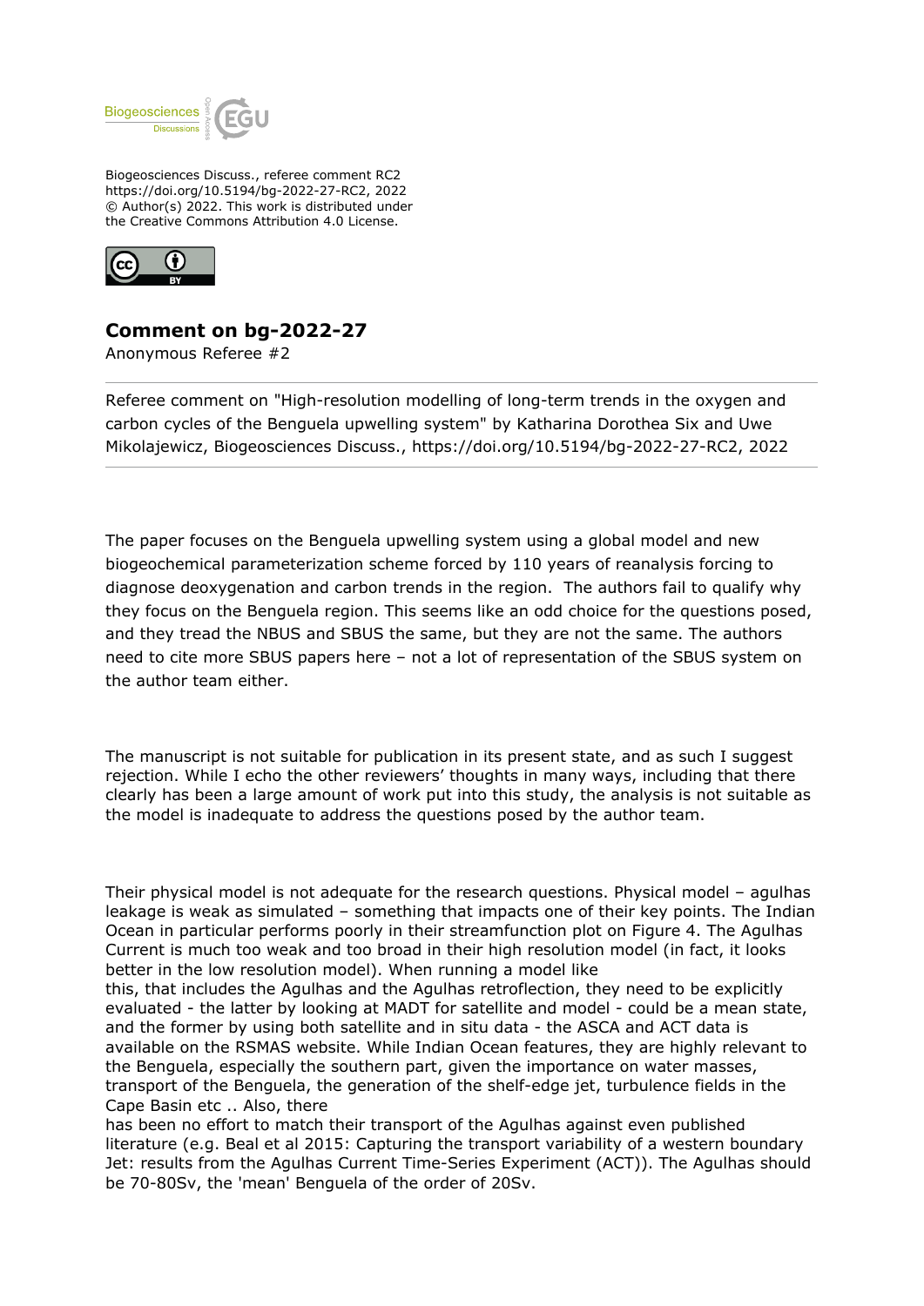Biogeosciences Discuss., referee comment RC2
https://doi.org/10.5194/bg-2022-27-RC2, 2022
© Author(s) 2022. This work is distributed under
the Creative Commons Attribution 4.0 License.

## Comment on bg-2022-27

Anonymous Referee #2

---

Referee comment on "High-resolution modelling of long-term trends in the oxygen and carbon cycles of the Benguela upwelling system" by Katharina Dorothea Six and Uwe Mikolajewicz, Biogeosciences Discuss., https://doi.org/10.5194/bg-2022-27-RC2, 2022

---

The paper focuses on the Benguela upwelling system using a global model and new biogeochemical parameterization scheme forced by 110 years of reanalysis forcing to diagnose deoxygenation and carbon trends in the region. The authors fail to qualify why they focus on the Benguela region. This seems like an odd choice for the questions posed, and they tread the NBUS and SBUS the same, but they are not the same. The authors need to cite more SBUS papers here – not a lot of representation of the SBUS system on the author team either.

The manuscript is not suitable for publication in its present state, and as such I suggest rejection. While I echo the other reviewers' thoughts in many ways, including that there clearly has been a large amount of work put into this study, the analysis is not suitable as the model is inadequate to address the questions posed by the author team.

Their physical model is not adequate for the research questions. Physical model – agulhas leakage is weak as simulated – something that impacts one of their key points. The Indian Ocean in particular performs poorly in their streamfunction plot on Figure 4. The Agulhas Current is much too weak and too broad in their high resolution model (in fact, it looks better in the low resolution model). When running a model like this, that includes the Agulhas and the Agulhas retroflection, they need to be explicitly evaluated - the latter by looking at MADT for satellite and model - could be a mean state, and the former by using both satellite and in situ data - the ASCA and ACT data is available on the RSMAS website. While Indian Ocean features, they are highly relevant to the Benguela, especially the southern part, given the importance on water masses, transport of the Benguela, the generation of the shelf-edge jet, turbulence fields in the Cape Basin etc .. Also, there has been no effort to match their transport of the Agulhas against even published literature (e.g. Beal et al 2015: Capturing the transport variability of a western boundary Jet: results from the Agulhas Current Time-Series Experiment (ACT)). The Agulhas should be 70-80Sv, the 'mean' Benguela of the order of 20Sv.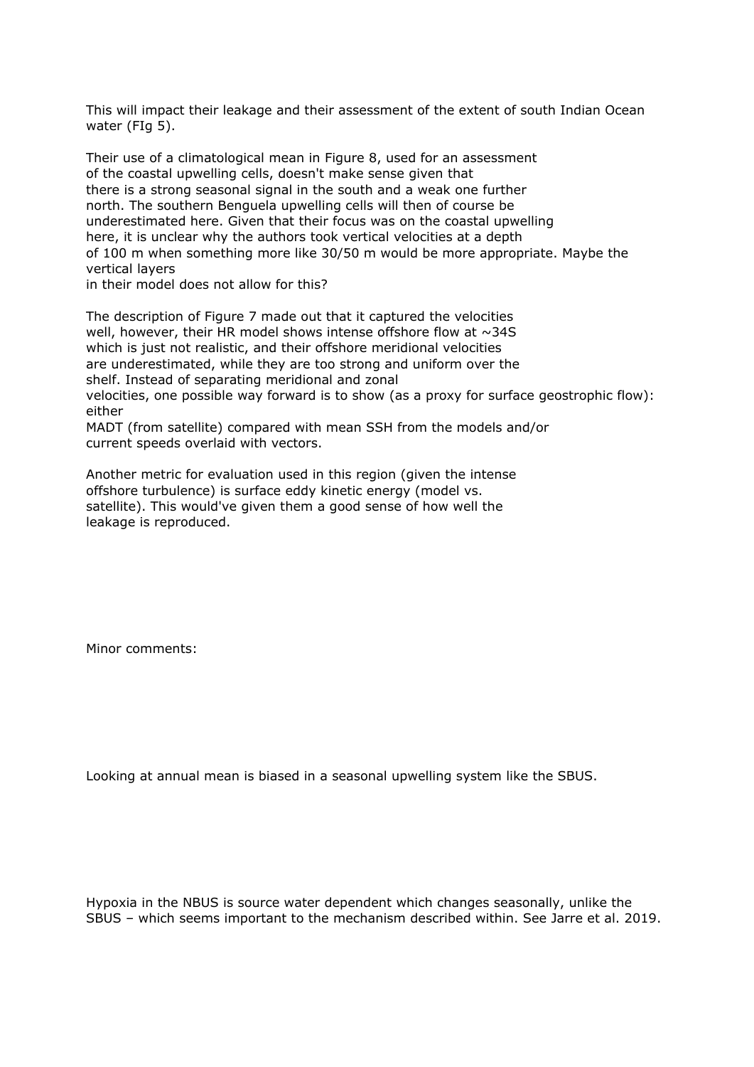This will impact their leakage and their assessment of the extent of south Indian Ocean water (FIg 5).

Their use of a climatological mean in Figure 8, used for an assessment of the coastal upwelling cells, doesn't make sense given that there is a strong seasonal signal in the south and a weak one further north. The southern Benguela upwelling cells will then of course be underestimated here. Given that their focus was on the coastal upwelling here, it is unclear why the authors took vertical velocities at a depth of 100 m when something more like 30/50 m would be more appropriate. Maybe the vertical layers in their model does not allow for this?

The description of Figure 7 made out that it captured the velocities well, however, their HR model shows intense offshore flow at ~34S which is just not realistic, and their offshore meridional velocities are underestimated, while they are too strong and uniform over the shelf. Instead of separating meridional and zonal velocities, one possible way forward is to show (as a proxy for surface geostrophic flow): either MADT (from satellite) compared with mean SSH from the models and/or current speeds overlaid with vectors.

Another metric for evaluation used in this region (given the intense offshore turbulence) is surface eddy kinetic energy (model vs. satellite). This would've given them a good sense of how well the leakage is reproduced.

Minor comments:

Looking at annual mean is biased in a seasonal upwelling system like the SBUS.

Hypoxia in the NBUS is source water dependent which changes seasonally, unlike the SBUS – which seems important to the mechanism described within. See Jarre et al. 2019.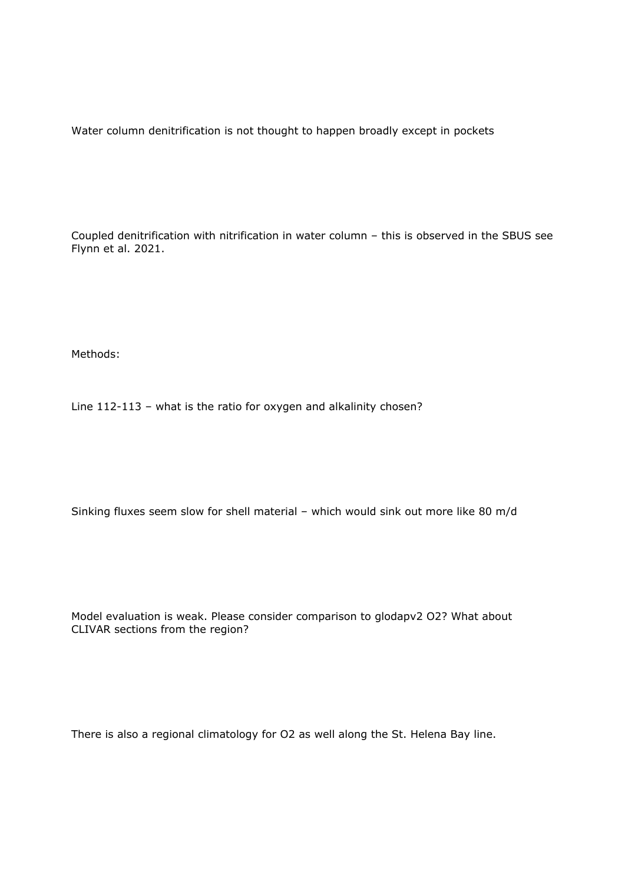Water column denitrification is not thought to happen broadly except in pockets

Coupled denitrification with nitrification in water column – this is observed in the SBUS see Flynn et al. 2021.

Methods:

Line 112-113 – what is the ratio for oxygen and alkalinity chosen?

Sinking fluxes seem slow for shell material – which would sink out more like 80 m/d

Model evaluation is weak. Please consider comparison to glodapv2 O2? What about CLIVAR sections from the region?

There is also a regional climatology for O2 as well along the St. Helena Bay line.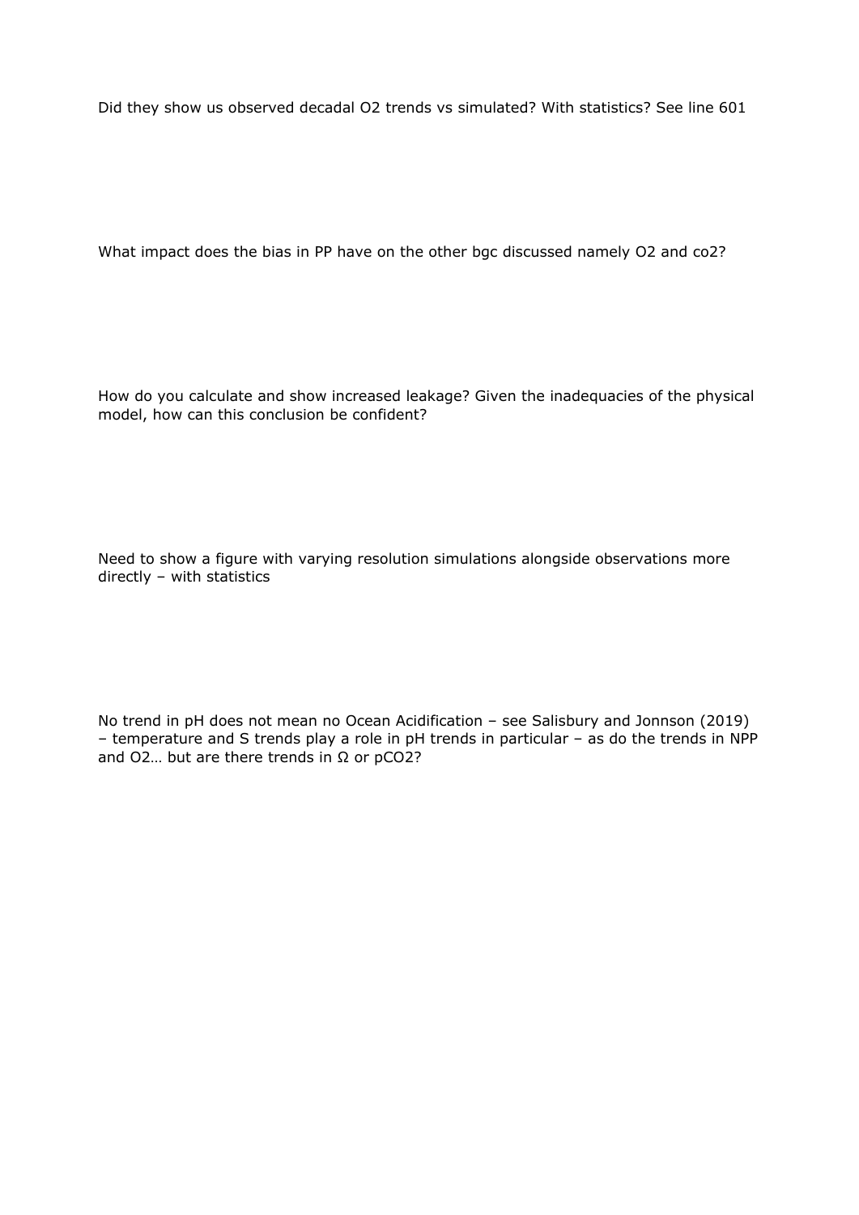Did they show us observed decadal $O_2$ trends vs simulated? With statistics? See line 601

What impact does the bias in PP have on the other bgc discussed namely $O_2$ and co2?

How do you calculate and show increased leakage? Given the inadequacies of the physical model, how can this conclusion be confident?

Need to show a figure with varying resolution simulations alongside observations more directly – with statistics

No trend in pH does not mean no Ocean Acidification – see Salisbury and Jonnson (2019) – temperature and S trends play a role in pH trends in particular – as do the trends in NPP and $O_2$… but are there trends in $\Omega$ or $pCO_2$?